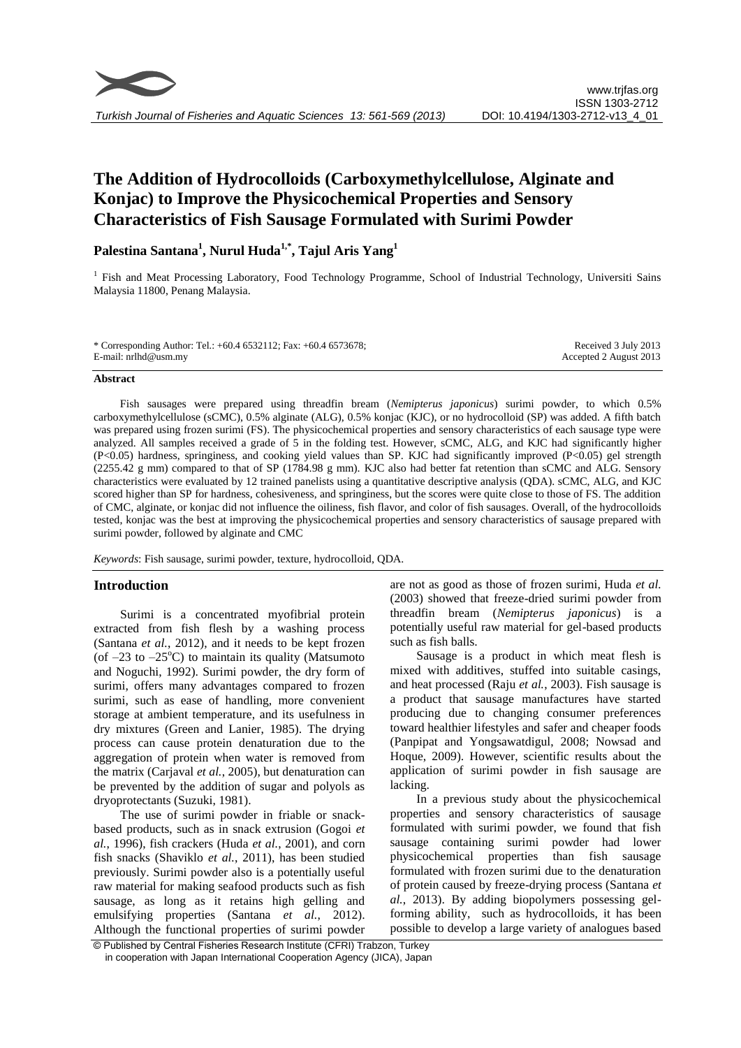# The Addition of Hydrocolloids (Carboxymethylcellulose, Alginate and Konjac) to Improve the Physicochemical Properties and Sensory Characteristics of Fish Sausage Formulated with Surimi Powder

**Palestina Santana[1], Nurul Huda[1,*], Tajul Aris Yang[1]**

[1] Fish and Meat Processing Laboratory, Food Technology Programme, School of Industrial Technology, Universiti Sains Malaysia 11800, Penang Malaysia.

\* Corresponding Author: Tel.: +60.4 6532112; Fax: +60.4 6573678; E-mail: nrlhd@usm.my

Received 3 July 2013
Accepted 2 August 2013

## Abstract

Fish sausages were prepared using threadfin bream (*Nemipterus japonicus*) surimi powder, to which 0.5% carboxymethylcellulose (sCMC), 0.5% alginate (ALG), 0.5% konjac (KJC), or no hydrocolloid (SP) was added. A fifth batch was prepared using frozen surimi (FS). The physicochemical properties and sensory characteristics of each sausage type were analyzed. All samples received a grade of 5 in the folding test. However, sCMC, ALG, and KJC had significantly higher ($P<0.05$) hardness, springiness, and cooking yield values than SP. KJC had significantly improved ($P<0.05$) gel strength (2255.42 g mm) compared to that of SP (1784.98 g mm). KJC also had better fat retention than sCMC and ALG. Sensory characteristics were evaluated by 12 trained panelists using a quantitative descriptive analysis (QDA). sCMC, ALG, and KJC scored higher than SP for hardness, cohesiveness, and springiness, but the scores were quite close to those of FS. The addition of CMC, alginate, or konjac did not influence the oiliness, fish flavor, and color of fish sausages. Overall, of the hydrocolloids tested, konjac was the best at improving the physicochemical properties and sensory characteristics of sausage prepared with surimi powder, followed by alginate and CMC

*Keywords*: Fish sausage, surimi powder, texture, hydrocolloid, QDA.

## Introduction

Surimi is a concentrated myofibrial protein extracted from fish flesh by a washing process (Santana *et al.*, 2012), and it needs to be kept frozen (of $-23$ to $-25^{o}$C) to maintain its quality (Matsumoto and Noguchi, 1992). Surimi powder, the dry form of surimi, offers many advantages compared to frozen surimi, such as ease of handling, more convenient storage at ambient temperature, and its usefulness in dry mixtures (Green and Lanier, 1985). The drying process can cause protein denaturation due to the aggregation of protein when water is removed from the matrix (Carjaval *et al.*, 2005), but denaturation can be prevented by the addition of sugar and polyols as dryoprotectants (Suzuki, 1981).

The use of surimi powder in friable or snack-based products, such as in snack extrusion (Gogoi *et al.*, 1996), fish crackers (Huda *et al.*, 2001), and corn fish snacks (Shaviklo *et al.*, 2011), has been studied previously. Surimi powder also is a potentially useful raw material for making seafood products such as fish sausage, as long as it retains high gelling and emulsifying properties (Santana *et al.*, 2012). Although the functional properties of surimi powder are not as good as those of frozen surimi, Huda *et al.* (2003) showed that freeze-dried surimi powder from threadfin bream (*Nemipterus japonicus*) is a potentially useful raw material for gel-based products such as fish balls.

Sausage is a product in which meat flesh is mixed with additives, stuffed into suitable casings, and heat processed (Raju *et al.*, 2003). Fish sausage is a product that sausage manufactures have started producing due to changing consumer preferences toward healthier lifestyles and safer and cheaper foods (Panpipat and Yongsawatdigul, 2008; Nowsad and Hoque, 2009). However, scientific results about the application of surimi powder in fish sausage are lacking.

In a previous study about the physicochemical properties and sensory characteristics of sausage formulated with surimi powder, we found that fish sausage containing surimi powder had lower physicochemical properties than fish sausage formulated with frozen surimi due to the denaturation of protein caused by freeze-drying process (Santana *et al.*, 2013). By adding biopolymers possessing gel-forming ability, such as hydrocolloids, it has been possible to develop a large variety of analogues based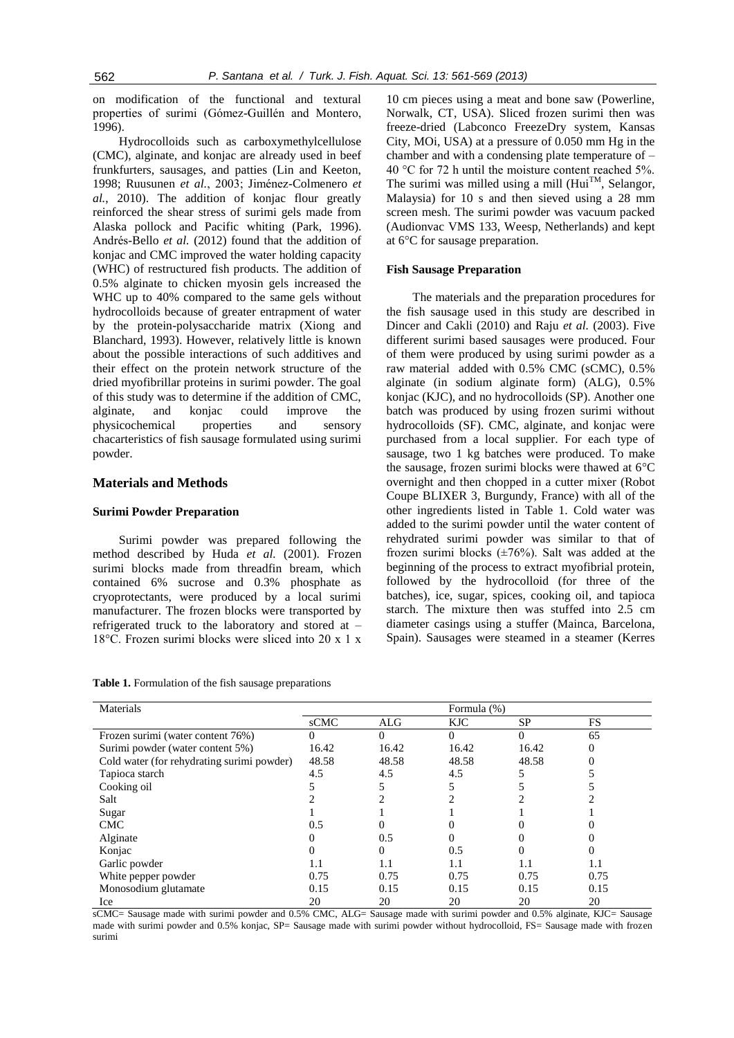on modification of the functional and textural properties of surimi (Gómez-Guillén and Montero, 1996).

Hydrocolloids such as carboxymethylcellulose (CMC), alginate, and konjac are already used in beef frankfurters, sausages, and patties (Lin and Keeton, 1998; Ruusunen *et al.*, 2003; Jiménez-Colmenero *et al.*, 2010). The addition of konjac flour greatly reinforced the shear stress of surimi gels made from Alaska pollock and Pacific whiting (Park, 1996). Andrés-Bello *et al.* (2012) found that the addition of konjac and CMC improved the water holding capacity (WHC) of restructured fish products. The addition of 0.5% alginate to chicken myosin gels increased the WHC up to 40% compared to the same gels without hydrocolloids because of greater entrapment of water by the protein-polysaccharide matrix (Xiong and Blanchard, 1993). However, relatively little is known about the possible interactions of such additives and their effect on the protein network structure of the dried myofibrillar proteins in surimi powder. The goal of this study was to determine if the addition of CMC, alginate, and konjac could improve the physicochemical properties and sensory chacarteristics of fish sausage formulated using surimi powder.

## Materials and Methods

### Surimi Powder Preparation

Surimi powder was prepared following the method described by Huda *et al.* (2001). Frozen surimi blocks made from threadfin bream, which contained 6% sucrose and 0.3% phosphate as cryoprotectants, were produced by a local surimi manufacturer. The frozen blocks were transported by refrigerated truck to the laboratory and stored at –18°C. Frozen surimi blocks were sliced into 20 x 1 x 10 cm pieces using a meat and bone saw (Powerline, Norwalk, CT, USA). Sliced frozen surimi then was freeze-dried (Labconco FreezeDry system, Kansas City, MOi, USA) at a pressure of 0.050 mm Hg in the chamber and with a condensing plate temperature of –40 °C for 72 h until the moisture content reached 5%. The surimi was milled using a mill (Hui™, Selangor, Malaysia) for 10 s and then sieved using a 28 mm screen mesh. The surimi powder was vacuum packed (Audionvac VMS 133, Weesp, Netherlands) and kept at 6°C for sausage preparation.

### Fish Sausage Preparation

The materials and the preparation procedures for the fish sausage used in this study are described in Dincer and Cakli (2010) and Raju *et al.* (2003). Five different surimi based sausages were produced. Four of them were produced by using surimi powder as a raw material added with 0.5% CMC (sCMC), 0.5% alginate (in sodium alginate form) (ALG), 0.5% konjac (KJC), and no hydrocolloids (SP). Another one batch was produced by using frozen surimi without hydrocolloids (SF). CMC, alginate, and konjac were purchased from a local supplier. For each type of sausage, two 1 kg batches were produced. To make the sausage, frozen surimi blocks were thawed at 6°C overnight and then chopped in a cutter mixer (Robot Coupe BLIXER 3, Burgundy, France) with all of the other ingredients listed in Table 1. Cold water was added to the surimi powder until the water content of rehydrated surimi powder was similar to that of frozen surimi blocks (±76%). Salt was added at the beginning of the process to extract myofibrial protein, followed by the hydrocolloid (for three of the batches), ice, sugar, spices, cooking oil, and tapioca starch. The mixture then was stuffed into 2.5 cm diameter casings using a stuffer (Mainca, Barcelona, Spain). Sausages were steamed in a steamer (Kerres

**Table 1.** Formulation of the fish sausage preparations

| Materials | Formula (%) | | | | |
|---|---|---|---|---|---|
| | sCMC | ALG | KJC | SP | FS |
| Frozen surimi (water content 76%) | 0 | 0 | 0 | 0 | 65 |
| Surimi powder (water content 5%) | 16.42 | 16.42 | 16.42 | 16.42 | 0 |
| Cold water (for rehydrating surimi powder) | 48.58 | 48.58 | 48.58 | 48.58 | 0 |
| Tapioca starch | 4.5 | 4.5 | 4.5 | 5 | 5 |
| Cooking oil | 5 | 5 | 5 | 5 | 5 |
| Salt | 2 | 2 | 2 | 2 | 2 |
| Sugar | 1 | 1 | 1 | 1 | 1 |
| CMC | 0.5 | 0 | 0 | 0 | 0 |
| Alginate | 0 | 0.5 | 0 | 0 | 0 |
| Konjac | 0 | 0 | 0.5 | 0 | 0 |
| Garlic powder | 1.1 | 1.1 | 1.1 | 1.1 | 1.1 |
| White pepper powder | 0.75 | 0.75 | 0.75 | 0.75 | 0.75 |
| Monosodium glutamate | 0.15 | 0.15 | 0.15 | 0.15 | 0.15 |
| Ice | 20 | 20 | 20 | 20 | 20 |

sCMC= Sausage made with surimi powder and 0.5% CMC, ALG= Sausage made with surimi powder and 0.5% alginate, KJC= Sausage made with surimi powder and 0.5% konjac, SP= Sausage made with surimi powder without hydrocolloid, FS= Sausage made with frozen surimi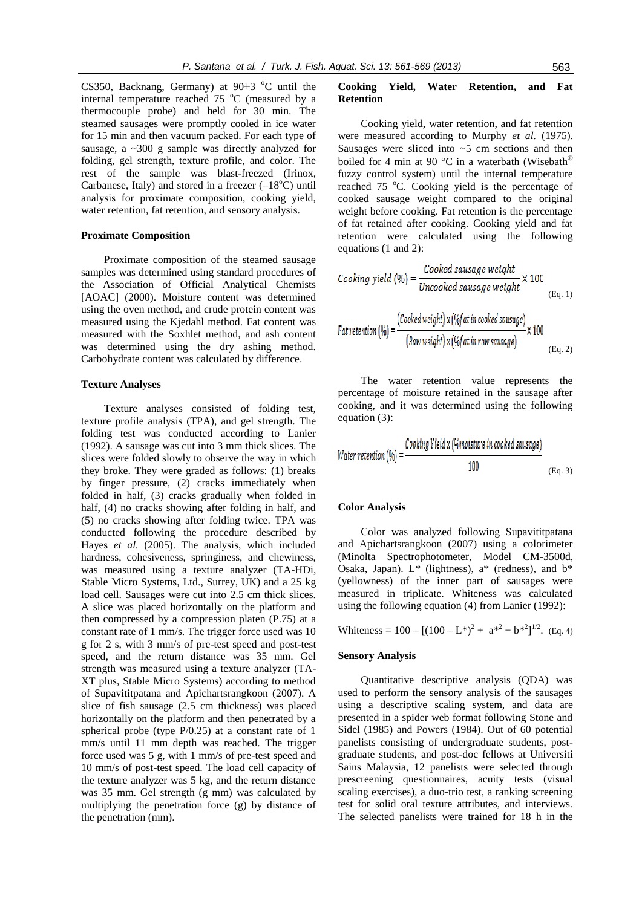CS350, Backnang, Germany) at 90±3 °C until the internal temperature reached 75 °C (measured by a thermocouple probe) and held for 30 min. The steamed sausages were promptly cooled in ice water for 15 min and then vacuum packed. For each type of sausage, a ~300 g sample was directly analyzed for folding, gel strength, texture profile, and color. The rest of the sample was blast-freezed (Irinox, Carbanese, Italy) and stored in a freezer (–18°C) until analysis for proximate composition, cooking yield, water retention, fat retention, and sensory analysis.

### Proximate Composition

Proximate composition of the steamed sausage samples was determined using standard procedures of the Association of Official Analytical Chemists [AOAC] (2000). Moisture content was determined using the oven method, and crude protein content was measured using the Kjedahl method. Fat content was measured with the Soxhlet method, and ash content was determined using the dry ashing method. Carbohydrate content was calculated by difference.

### Texture Analyses

Texture analyses consisted of folding test, texture profile analysis (TPA), and gel strength. The folding test was conducted according to Lanier (1992). A sausage was cut into 3 mm thick slices. The slices were folded slowly to observe the way in which they broke. They were graded as follows: (1) breaks by finger pressure, (2) cracks immediately when folded in half, (3) cracks gradually when folded in half, (4) no cracks showing after folding in half, and (5) no cracks showing after folding twice. TPA was conducted following the procedure described by Hayes *et al.* (2005). The analysis, which included hardness, cohesiveness, springiness, and chewiness, was measured using a texture analyzer (TA-HDi, Stable Micro Systems, Ltd., Surrey, UK) and a 25 kg load cell. Sausages were cut into 2.5 cm thick slices. A slice was placed horizontally on the platform and then compressed by a compression platen (P.75) at a constant rate of 1 mm/s. The trigger force used was 10 g for 2 s, with 3 mm/s of pre-test speed and post-test speed, and the return distance was 35 mm. Gel strength was measured using a texture analyzer (TA-XT plus, Stable Micro Systems) according to method of Supavititpatana and Apichartsrangkoon (2007). A slice of fish sausage (2.5 cm thickness) was placed horizontally on the platform and then penetrated by a spherical probe (type P/0.25) at a constant rate of 1 mm/s until 11 mm depth was reached. The trigger force used was 5 g, with 1 mm/s of pre-test speed and 10 mm/s of post-test speed. The load cell capacity of the texture analyzer was 5 kg, and the return distance was 35 mm. Gel strength (g mm) was calculated by multiplying the penetration force (g) by distance of the penetration (mm).

### Cooking Yield, Water Retention, and Fat Retention

Cooking yield, water retention, and fat retention were measured according to Murphy *et al.* (1975). Sausages were sliced into ~5 cm sections and then boiled for 4 min at 90 °C in a waterbath (Wisebath® fuzzy control system) until the internal temperature reached 75 °C. Cooking yield is the percentage of cooked sausage weight compared to the original weight before cooking. Fat retention is the percentage of fat retained after cooking. Cooking yield and fat retention were calculated using the following equations (1 and 2):

$$\text{Cooking yield (\%)} = \frac{\text{Cooked sausage weight}}{\text{Uncooked sausage weight}} \times 100 \quad \text{(Eq. 1)}$$

$$\text{Fat retention (\%)} = \frac{(\text{Cooked weight}) \times (\text{\% fat in cooked sausage})}{(\text{Raw weight}) \times (\text{\% fat in raw sausage})} \times 100 \quad \text{(Eq. 2)}$$

The water retention value represents the percentage of moisture retained in the sausage after cooking, and it was determined using the following equation (3):

$$\text{Water retention (\%)} = \frac{\text{Cooking Yield} \times (\text{\% moisture in cooked sausage})}{100} \quad \text{(Eq. 3)}$$

### Color Analysis

Color was analyzed following Supavititpatana and Apichartsrangkoon (2007) using a colorimeter (Minolta Spectrophotometer, Model CM-3500d, Osaka, Japan). $L^*$ (lightness), $a^*$ (redness), and $b^*$ (yellowness) of the inner part of sausages were measured in triplicate. Whiteness was calculated using the following equation (4) from Lanier (1992):

$$\text{Whiteness} = 100 - [(100 - L^*)^2 + a^{*2} + b^{*2}]^{1/2}. \quad \text{(Eq. 4)}$$

### Sensory Analysis

Quantitative descriptive analysis (QDA) was used to perform the sensory analysis of the sausages using a descriptive scaling system, and data are presented in a spider web format following Stone and Sidel (1985) and Powers (1984). Out of 60 potential panelists consisting of undergraduate students, post-graduate students, and post-doc fellows at Universiti Sains Malaysia, 12 panelists were selected through prescreening questionnaires, acuity tests (visual scaling exercises), a duo-trio test, a ranking screening test for solid oral texture attributes, and interviews. The selected panelists were trained for 18 h in the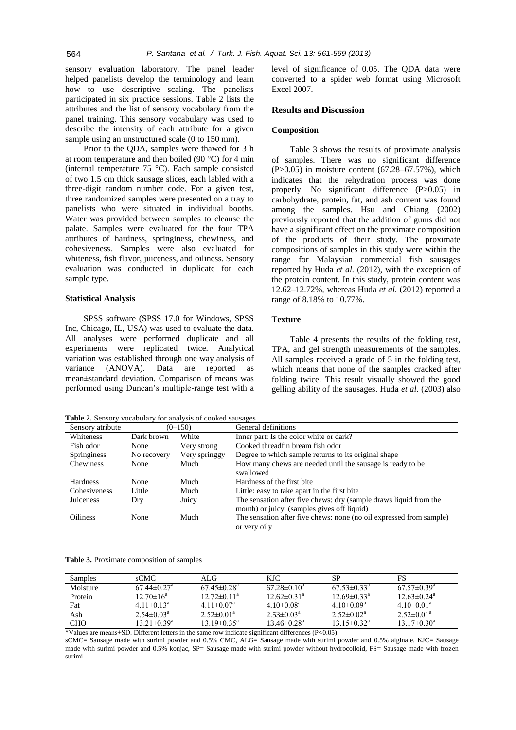sensory evaluation laboratory. The panel leader helped panelists develop the terminology and learn how to use descriptive scaling. The panelists participated in six practice sessions. Table 2 lists the attributes and the list of sensory vocabulary from the panel training. This sensory vocabulary was used to describe the intensity of each attribute for a given sample using an unstructured scale (0 to 150 mm).

Prior to the QDA, samples were thawed for 3 h at room temperature and then boiled (90 °C) for 4 min (internal temperature 75 °C). Each sample consisted of two 1.5 cm thick sausage slices, each labled with a three-digit random number code. For a given test, three randomized samples were presented on a tray to panelists who were situated in individual booths. Water was provided between samples to cleanse the palate. Samples were evaluated for the four TPA attributes of hardness, springiness, chewiness, and cohesiveness. Samples were also evaluated for whiteness, fish flavor, juiceness, and oiliness. Sensory evaluation was conducted in duplicate for each sample type.

### Statistical Analysis

SPSS software (SPSS 17.0 for Windows, SPSS Inc, Chicago, IL, USA) was used to evaluate the data. All analyses were performed duplicate and all experiments were replicated twice. Analytical variation was established through one way analysis of variance (ANOVA). Data are reported as mean±standard deviation. Comparison of means was performed using Duncan's multiple-range test with a level of significance of 0.05. The QDA data were converted to a spider web format using Microsoft Excel 2007.

## Results and Discussion

### Composition

Table 3 shows the results of proximate analysis of samples. There was no significant difference ($P>0.05$) in moisture content (67.28–67.57%), which indicates that the rehydration process was done properly. No significant difference ($P>0.05$) in carbohydrate, protein, fat, and ash content was found among the samples. Hsu and Chiang (2002) previously reported that the addition of gums did not have a significant effect on the proximate composition of the products of their study. The proximate compositions of samples in this study were within the range for Malaysian commercial fish sausages reported by Huda *et al.* (2012), with the exception of the protein content. In this study, protein content was 12.62–12.72%, whereas Huda *et al.* (2012) reported a range of 8.18% to 10.77%.

### Texture

Table 4 presents the results of the folding test, TPA, and gel strength measurements of the samples. All samples received a grade of 5 in the folding test, which means that none of the samples cracked after folding twice. This result visually showed the good gelling ability of the sausages. Huda *et al.* (2003) also

**Table 2.** Sensory vocabulary for analysis of cooked sausages

| Sensory atribute | (0–150) | | General definitions |
|---|---|---|---|
| Whiteness | Dark brown | White | Inner part: Is the color white or dark? |
| Fish odor | None | Very strong | Cooked threadfin bream fish odor |
| Springiness | No recovery | Very springgy | Degree to which sample returns to its original shape |
| Chewiness | None | Much | How many chews are needed until the sausage is ready to be swallowed |
| Hardness | None | Much | Hardness of the first bite |
| Cohesiveness | Little | Much | Little: easy to take apart in the first bite |
| Juiceness | Dry | Juicy | The sensation after five chews: dry (sample draws liquid from the mouth) or juicy (samples gives off liquid) |
| Oiliness | None | Much | The sensation after five chews: none (no oil expressed from sample) or very oily |

**Table 3.** Proximate composition of samples

| Samples | sCMC | ALG | KJC | SP | FS |
|---|---|---|---|---|---|
| Moisture | $67.44\pm0.27^{a}$ | $67.45\pm0.28^{a}$ | $67.28\pm0.10^{a}$ | $67.53\pm0.33^{a}$ | $67.57\pm0.39^{a}$ |
| Protein | $12.70\pm16^{a}$ | $12.72\pm0.11^{a}$ | $12.62\pm0.31^{a}$ | $12.69\pm0.33^{a}$ | $12.63\pm0.24^{a}$ |
| Fat | $4.11\pm0.13^{a}$ | $4.11\pm0.07^{a}$ | $4.10\pm0.08^{a}$ | $4.10\pm0.09^{a}$ | $4.10\pm0.01^{a}$ |
| Ash | $2.54\pm0.03^{a}$ | $2.52\pm0.01^{a}$ | $2.53\pm0.03^{a}$ | $2.52\pm0.02^{a}$ | $2.52\pm0.01^{a}$ |
| CHO | $13.21\pm0.39^{a}$ | $13.19\pm0.35^{a}$ | $13.46\pm0.28^{a}$ | $13.15\pm0.32^{a}$ | $13.17\pm0.30^{a}$ |

*Values are means±SD. Different letters in the same row indicate significant differences ($P<0.05$).

sCMC= Sausage made with surimi powder and 0.5% CMC, ALG= Sausage made with surimi powder and 0.5% alginate, KJC= Sausage made with surimi powder and 0.5% konjac, SP= Sausage made with surimi powder without hydrocolloid, FS= Sausage made with frozen surimi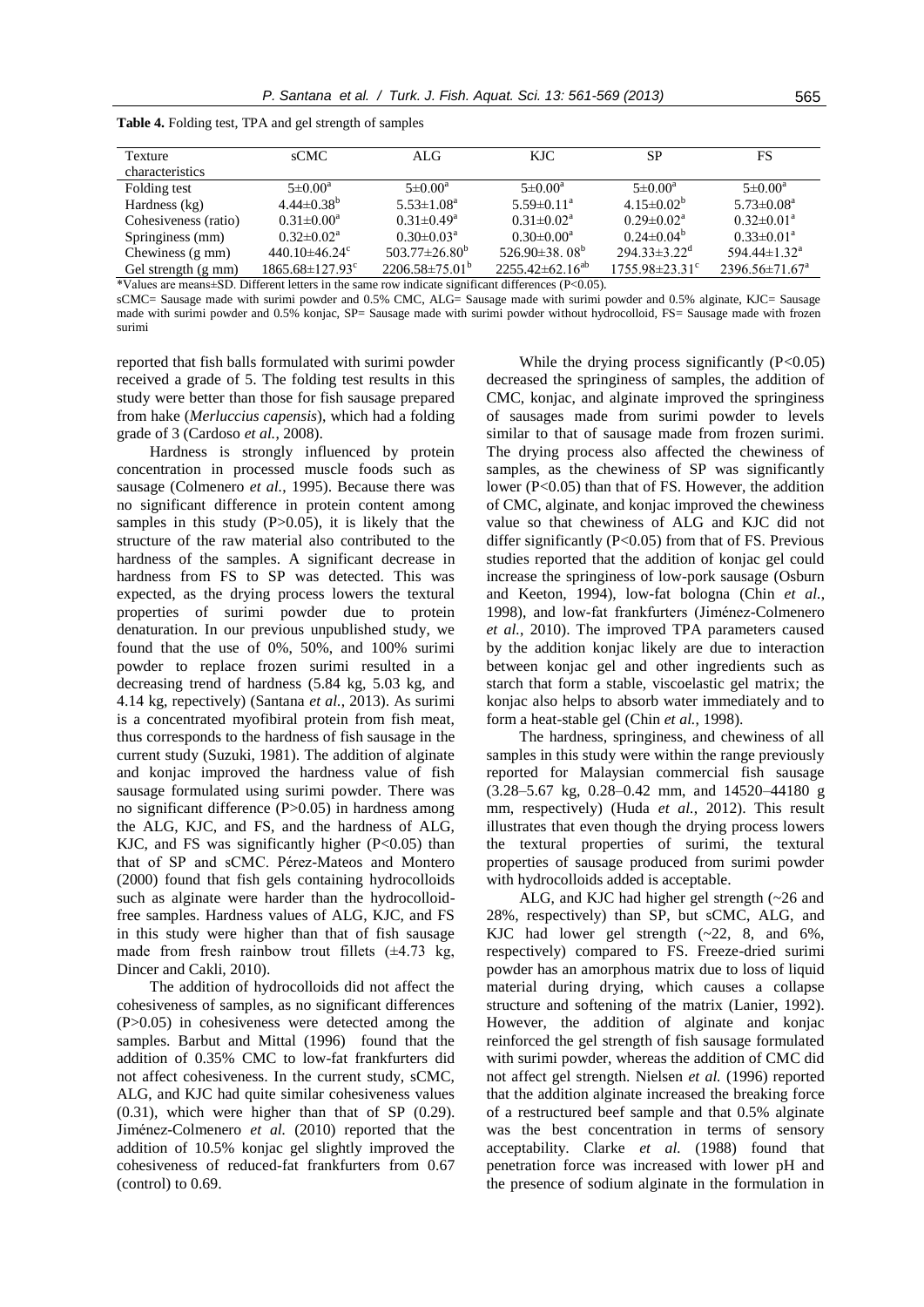**Table 4.** Folding test, TPA and gel strength of samples

| Texture characteristics | sCMC | ALG | KJC | SP | FS |
|---|---|---|---|---|---|
| Folding test | 5±0.00[a] | 5±0.00[a] | 5±0.00[a] | 5±0.00[a] | 5±0.00[a] |
| Hardness (kg) | 4.44±0.38[b] | 5.53±1.08[a] | 5.59±0.11[a] | 4.15±0.02[b] | 5.73±0.08[a] |
| Cohesiveness (ratio) | 0.31±0.00[a] | 0.31±0.49[a] | 0.31±0.02[a] | 0.29±0.02[a] | 0.32±0.01[a] |
| Springiness (mm) | 0.32±0.02[a] | 0.30±0.03[a] | 0.30±0.00[a] | 0.24±0.04[b] | 0.33±0.01[a] |
| Chewiness (g mm) | 440.10±46.24[c] | 503.77±26.80[b] | 526.90±38. 08[b] | 294.33±3.22[d] | 594.44±1.32[a] |
| Gel strength (g mm) | 1865.68±127.93[c] | 2206.58±75.01[b] | 2255.42±62.16[ab] | 1755.98±23.31[c] | 2396.56±71.67[a] |

*Values are means±SD. Different letters in the same row indicate significant differences (P<0.05).

sCMC= Sausage made with surimi powder and 0.5% CMC, ALG= Sausage made with surimi powder and 0.5% alginate, KJC= Sausage made with surimi powder and 0.5% konjac, SP= Sausage made with surimi powder without hydrocolloid, FS= Sausage made with frozen surimi

reported that fish balls formulated with surimi powder received a grade of 5. The folding test results in this study were better than those for fish sausage prepared from hake (*Merluccius capensis*), which had a folding grade of 3 (Cardoso *et al.*, 2008).

Hardness is strongly influenced by protein concentration in processed muscle foods such as sausage (Colmenero *et al.*, 1995). Because there was no significant difference in protein content among samples in this study (P>0.05), it is likely that the structure of the raw material also contributed to the hardness of the samples. A significant decrease in hardness from FS to SP was detected. This was expected, as the drying process lowers the textural properties of surimi powder due to protein denaturation. In our previous unpublished study, we found that the use of 0%, 50%, and 100% surimi powder to replace frozen surimi resulted in a decreasing trend of hardness (5.84 kg, 5.03 kg, and 4.14 kg, respectively) (Santana *et al.*, 2013). As surimi is a concentrated myofibiral protein from fish meat, thus corresponds to the hardness of fish sausage in the current study (Suzuki, 1981). The addition of alginate and konjac improved the hardness value of fish sausage formulated using surimi powder. There was no significant difference (P>0.05) in hardness among the ALG, KJC, and FS, and the hardness of ALG, KJC, and FS was significantly higher (P<0.05) than that of SP and sCMC. Pérez-Mateos and Montero (2000) found that fish gels containing hydrocolloids such as alginate were harder than the hydrocolloid-free samples. Hardness values of ALG, KJC, and FS in this study were higher than that of fish sausage made from fresh rainbow trout fillets (±4.73 kg, Dincer and Cakli, 2010).

The addition of hydrocolloids did not affect the cohesiveness of samples, as no significant differences (P>0.05) in cohesiveness were detected among the samples. Barbut and Mittal (1996) found that the addition of 0.35% CMC to low-fat frankfurters did not affect cohesiveness. In the current study, sCMC, ALG, and KJC had quite similar cohesiveness values (0.31), which were higher than that of SP (0.29). Jiménez-Colmenero *et al.* (2010) reported that the addition of 10.5% konjac gel slightly improved the cohesiveness of reduced-fat frankfurters from 0.67 (control) to 0.69.

While the drying process significantly (P<0.05) decreased the springiness of samples, the addition of CMC, konjac, and alginate improved the springiness of sausages made from surimi powder to levels similar to that of sausage made from frozen surimi. The drying process also affected the chewiness of samples, as the chewiness of SP was significantly lower (P<0.05) than that of FS. However, the addition of CMC, alginate, and konjac improved the chewiness value so that chewiness of ALG and KJC did not differ significantly (P<0.05) from that of FS. Previous studies reported that the addition of konjac gel could increase the springiness of low-pork sausage (Osburn and Keeton, 1994), low-fat bologna (Chin *et al.*, 1998), and low-fat frankfurters (Jiménez-Colmenero *et al.*, 2010). The improved TPA parameters caused by the addition konjac likely are due to interaction between konjac gel and other ingredients such as starch that form a stable, viscoelastic gel matrix; the konjac also helps to absorb water immediately and to form a heat-stable gel (Chin *et al.*, 1998).

The hardness, springiness, and chewiness of all samples in this study were within the range previously reported for Malaysian commercial fish sausage (3.28–5.67 kg, 0.28–0.42 mm, and 14520–44180 g mm, respectively) (Huda *et al.*, 2012). This result illustrates that even though the drying process lowers the textural properties of surimi, the textural properties of sausage produced from surimi powder with hydrocolloids added is acceptable.

ALG, and KJC had higher gel strength (~26 and 28%, respectively) than SP, but sCMC, ALG, and KJC had lower gel strength (~22, 8, and 6%, respectively) compared to FS. Freeze-dried surimi powder has an amorphous matrix due to loss of liquid material during drying, which causes a collapse structure and softening of the matrix (Lanier, 1992). However, the addition of alginate and konjac reinforced the gel strength of fish sausage formulated with surimi powder, whereas the addition of CMC did not affect gel strength. Nielsen *et al.* (1996) reported that the addition alginate increased the breaking force of a restructured beef sample and that 0.5% alginate was the best concentration in terms of sensory acceptability. Clarke *et al.* (1988) found that penetration force was increased with lower pH and the presence of sodium alginate in the formulation in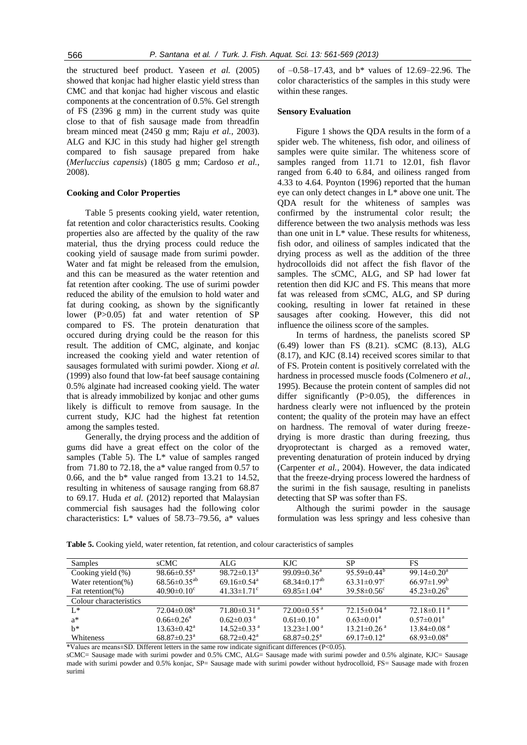the structured beef product. Yaseen *et al.* (2005) showed that konjac had higher elastic yield stress than CMC and that konjac had higher viscous and elastic components at the concentration of 0.5%. Gel strength of FS (2396 g mm) in the current study was quite close to that of fish sausage made from threadfin bream minced meat (2450 g mm; Raju *et al.*, 2003). ALG and KJC in this study had higher gel strength compared to fish sausage prepared from hake (*Merluccius capensis*) (1805 g mm; Cardoso *et al.*, 2008).

#### Cooking and Color Properties

Table 5 presents cooking yield, water retention, fat retention and color characteristics results. Cooking properties also are affected by the quality of the raw material, thus the drying process could reduce the cooking yield of sausage made from surimi powder. Water and fat might be released from the emulsion, and this can be measured as the water retention and fat retention after cooking. The use of surimi powder reduced the ability of the emulsion to hold water and fat during cooking, as shown by the significantly lower ($P>0.05$) fat and water retention of SP compared to FS. The protein denaturation that occured during drying could be the reason for this result. The addition of CMC, alginate, and konjac increased the cooking yield and water retention of sausages formulated with surimi powder. Xiong *et al.* (1999) also found that low-fat beef sausage containing 0.5% alginate had increased cooking yield. The water that is already immobilized by konjac and other gums likely is difficult to remove from sausage. In the current study, KJC had the highest fat retention among the samples tested.

Generally, the drying process and the addition of gums did have a great effect on the color of the samples (Table 5). The L* value of samples ranged from 71.80 to 72.18, the a* value ranged from 0.57 to 0.66, and the b* value ranged from 13.21 to 14.52, resulting in whiteness of sausage ranging from 68.87 to 69.17. Huda *et al.* (2012) reported that Malaysian commercial fish sausages had the following color characteristics: L* values of 58.73–79.56, a* values of –0.58–17.43, and b* values of 12.69–22.96. The color characteristics of the samples in this study were within these ranges.

#### Sensory Evaluation

Figure 1 shows the QDA results in the form of a spider web. The whiteness, fish odor, and oiliness of samples were quite similar. The whiteness score of samples ranged from 11.71 to 12.01, fish flavor ranged from 6.40 to 6.84, and oiliness ranged from 4.33 to 4.64. Poynton (1996) reported that the human eye can only detect changes in L* above one unit. The QDA result for the whiteness of samples was confirmed by the instrumental color result; the difference between the two analysis methods was less than one unit in L* value. These results for whiteness, fish odor, and oiliness of samples indicated that the drying process as well as the addition of the three hydrocolloids did not affect the fish flavor of the samples. The sCMC, ALG, and SP had lower fat retention then did KJC and FS. This means that more fat was released from sCMC, ALG, and SP during cooking, resulting in lower fat retained in these sausages after cooking. However, this did not influence the oiliness score of the samples.

In terms of hardness, the panelists scored SP (6.49) lower than FS (8.21). sCMC (8.13), ALG (8.17), and KJC (8.14) received scores similar to that of FS. Protein content is positively correlated with the hardness in processed muscle foods (Colmenero *et al.*, 1995). Because the protein content of samples did not differ significantly ($P>0.05$), the differences in hardness clearly were not influenced by the protein content; the quality of the protein may have an effect on hardness. The removal of water during freeze-drying is more drastic than during freezing, thus dryoprotectant is charged as a removed water, preventing denaturation of protein induced by drying (Carpenter *et al.*, 2004). However, the data indicated that the freeze-drying process lowered the hardness of the surimi in the fish sausage, resulting in panelists detecting that SP was softer than FS.

Although the surimi powder in the sausage formulation was less springy and less cohesive than

**Table 5.** Cooking yield, water retention, fat retention, and colour caracteristics of samples

| Samples | sCMC | ALG | KJC | SP | FS |
|---|---|---|---|---|---|
| Cooking yield (%) | $98.66\pm0.55^{a}$ | $98.72\pm0.13^{a}$ | $99.09\pm0.36^{a}$ | $95.59\pm0.44^{b}$ | $99.14\pm0.20^{a}$ |
| Water retention(%) | $68.56\pm0.35^{ab}$ | $69.16\pm0.54^{a}$ | $68.34\pm0.17^{ab}$ | $63.31\pm0.97^{c}$ | $66.97\pm1.99^{b}$ |
| Fat retention(%) | $40.90\pm0.10^{c}$ | $41.33\pm1.71^{c}$ | $69.85\pm1.04^{a}$ | $39.58\pm0.56^{c}$ | $45.23\pm0.26^{b}$ |
| Colour characteristics | | | | | |
| L* | $72.04\pm0.08^{a}$ | $71.80\pm0.31^{a}$ | $72.00\pm0.55^{a}$ | $72.15\pm0.04^{a}$ | $72.18\pm0.11^{a}$ |
| a* | $0.66\pm0.26^{a}$ | $0.62\pm0.03^{a}$ | $0.61\pm0.10^{a}$ | $0.63\pm0.01^{a}$ | $0.57\pm0.01^{a}$ |
| b* | $13.63\pm0.42^{a}$ | $14.52\pm0.33^{a}$ | $13.23\pm1.00^{a}$ | $13.21\pm0.26^{a}$ | $13.84\pm0.08^{a}$ |
| Whiteness | $68.87\pm0.23^{a}$ | $68.72\pm0.42^{a}$ | $68.87\pm0.25^{a}$ | $69.17\pm0.12^{a}$ | $68.93\pm0.08^{a}$ |

*Values are means±SD. Different letters in the same row indicate significant differences ($P<0.05$).
sCMC= Sausage made with surimi powder and 0.5% CMC, ALG= Sausage made with surimi powder and 0.5% alginate, KJC= Sausage made with surimi powder and 0.5% konjac, SP= Sausage made with surimi powder without hydrocolloid, FS= Sausage made with frozen surimi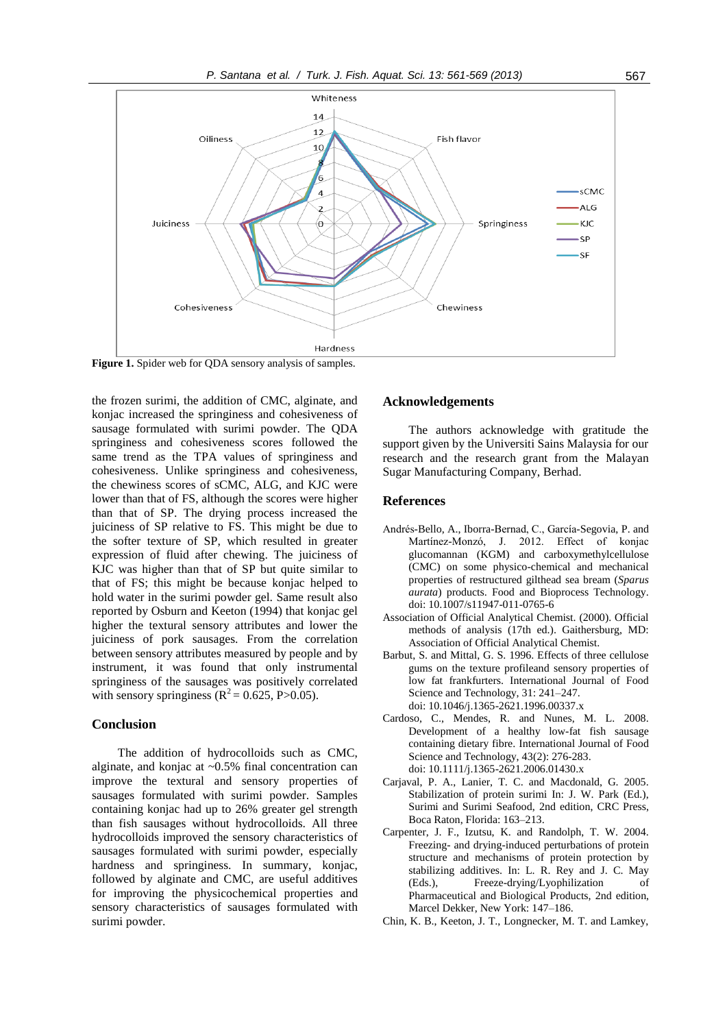**Figure 1.** Spider web for QDA sensory analysis of samples.

the frozen surimi, the addition of CMC, alginate, and konjac increased the springiness and cohesiveness of sausage formulated with surimi powder. The QDA springiness and cohesiveness scores followed the same trend as the TPA values of springiness and cohesiveness. Unlike springiness and cohesiveness, the chewiness scores of sCMC, ALG, and KJC were lower than that of FS, although the scores were higher than that of SP. The drying process increased the juiciness of SP relative to FS. This might be due to the softer texture of SP, which resulted in greater expression of fluid after chewing. The juiciness of KJC was higher than that of SP but quite similar to that of FS; this might be because konjac helped to hold water in the surimi powder gel. Same result also reported by Osburn and Keeton (1994) that konjac gel higher the textural sensory attributes and lower the juiciness of pork sausages. From the correlation between sensory attributes measured by people and by instrument, it was found that only instrumental springiness of the sausages was positively correlated with sensory springiness ($R^2 = 0.625$, $P>0.05$).

## Conclusion

The addition of hydrocolloids such as CMC, alginate, and konjac at ~0.5% final concentration can improve the textural and sensory properties of sausages formulated with surimi powder. Samples containing konjac had up to 26% greater gel strength than fish sausages without hydrocolloids. All three hydrocolloids improved the sensory characteristics of sausages formulated with surimi powder, especially hardness and springiness. In summary, konjac, followed by alginate and CMC, are useful additives for improving the physicochemical properties and sensory characteristics of sausages formulated with surimi powder.

## Acknowledgements

The authors acknowledge with gratitude the support given by the Universiti Sains Malaysia for our research and the research grant from the Malayan Sugar Manufacturing Company, Berhad.

## References

Andrés-Bello, A., Iborra-Bernad, C., García-Segovia, P. and Martínez-Monzó, J. 2012. Effect of konjac glucomannan (KGM) and carboxymethylcellulose (CMC) on some physico-chemical and mechanical properties of restructured gilthead sea bream (*Sparus aurata*) products. Food and Bioprocess Technology. doi: 10.1007/s11947-011-0765-6

Association of Official Analytical Chemist. (2000). Official methods of analysis (17th ed.). Gaithersburg, MD: Association of Official Analytical Chemist.

Barbut, S. and Mittal, G. S. 1996. Effects of three cellulose gums on the texture profileand sensory properties of low fat frankfurters. International Journal of Food Science and Technology, 31: 241–247. doi: 10.1046/j.1365-2621.1996.00337.x

Cardoso, C., Mendes, R. and Nunes, M. L. 2008. Development of a healthy low-fat fish sausage containing dietary fibre. International Journal of Food Science and Technology, 43(2): 276-283. doi: 10.1111/j.1365-2621.2006.01430.x

Carjaval, P. A., Lanier, T. C. and Macdonald, G. 2005. Stabilization of protein surimi In: J. W. Park (Ed.), Surimi and Surimi Seafood, 2nd edition, CRC Press, Boca Raton, Florida: 163–213.

Carpenter, J. F., Izutsu, K. and Randolph, T. W. 2004. Freezing- and drying-induced perturbations of protein structure and mechanisms of protein protection by stabilizing additives. In: L. R. Rey and J. C. May (Eds.), Freeze-drying/Lyophilization of Pharmaceutical and Biological Products, 2nd edition, Marcel Dekker, New York: 147–186.

Chin, K. B., Keeton, J. T., Longnecker, M. T. and Lamkey,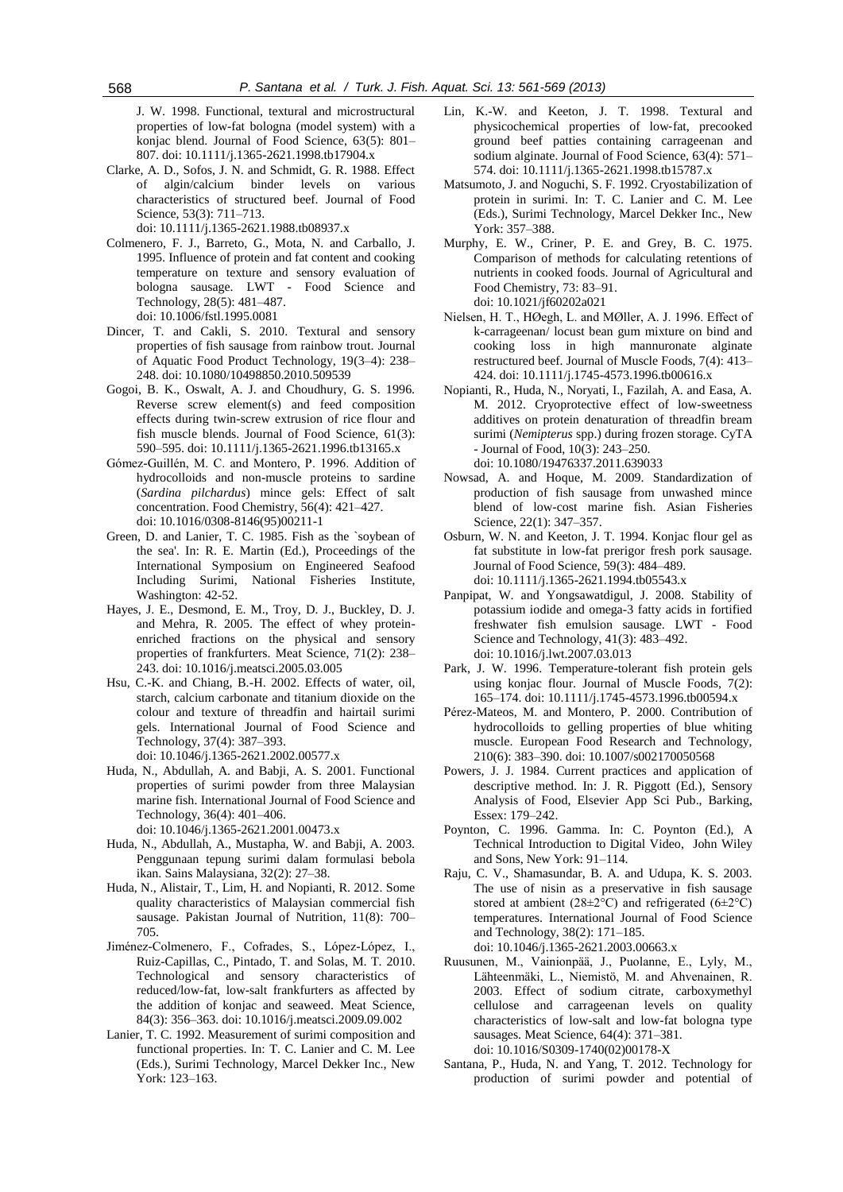J. W. 1998. Functional, textural and microstructural properties of low-fat bologna (model system) with a konjac blend. Journal of Food Science, 63(5): 801–807. doi: 10.1111/j.1365-2621.1998.tb17904.x

Clarke, A. D., Sofos, J. N. and Schmidt, G. R. 1988. Effect of algin/calcium binder levels on various characteristics of structured beef. Journal of Food Science, 53(3): 711–713. doi: 10.1111/j.1365-2621.1988.tb08937.x

Colmenero, F. J., Barreto, G., Mota, N. and Carballo, J. 1995. Influence of protein and fat content and cooking temperature on texture and sensory evaluation of bologna sausage. LWT - Food Science and Technology, 28(5): 481–487. doi: 10.1006/fstl.1995.0081

Dincer, T. and Cakli, S. 2010. Textural and sensory properties of fish sausage from rainbow trout. Journal of Aquatic Food Product Technology, 19(3–4): 238–248. doi: 10.1080/10498850.2010.509539

Gogoi, B. K., Oswalt, A. J. and Choudhury, G. S. 1996. Reverse screw element(s) and feed composition effects during twin-screw extrusion of rice flour and fish muscle blends. Journal of Food Science, 61(3): 590–595. doi: 10.1111/j.1365-2621.1996.tb13165.x

Gómez-Guillén, M. C. and Montero, P. 1996. Addition of hydrocolloids and non-muscle proteins to sardine (*Sardina pilchardus*) mince gels: Effect of salt concentration. Food Chemistry, 56(4): 421–427. doi: 10.1016/0308-8146(95)00211-1

Green, D. and Lanier, T. C. 1985. Fish as the `soybean of the sea'. In: R. E. Martin (Ed.), Proceedings of the International Symposium on Engineered Seafood Including Surimi, National Fisheries Institute, Washington: 42-52.

Hayes, J. E., Desmond, E. M., Troy, D. J., Buckley, D. J. and Mehra, R. 2005. The effect of whey protein-enriched fractions on the physical and sensory properties of frankfurters. Meat Science, 71(2): 238–243. doi: 10.1016/j.meatsci.2005.03.005

Hsu, C.-K. and Chiang, B.-H. 2002. Effects of water, oil, starch, calcium carbonate and titanium dioxide on the colour and texture of threadfin and hairtail surimi gels. International Journal of Food Science and Technology, 37(4): 387–393. doi: 10.1046/j.1365-2621.2002.00577.x

Huda, N., Abdullah, A. and Babji, A. S. 2001. Functional properties of surimi powder from three Malaysian marine fish. International Journal of Food Science and Technology, 36(4): 401–406. doi: 10.1046/j.1365-2621.2001.00473.x

Huda, N., Abdullah, A., Mustapha, W. and Babji, A. 2003. Penggunaan tepung surimi dalam formulasi bebola ikan. Sains Malaysiana, 32(2): 27–38.

Huda, N., Alistair, T., Lim, H. and Nopianti, R. 2012. Some quality characteristics of Malaysian commercial fish sausage. Pakistan Journal of Nutrition, 11(8): 700–705.

Jiménez-Colmenero, F., Cofrades, S., López-López, I., Ruiz-Capillas, C., Pintado, T. and Solas, M. T. 2010. Technological and sensory characteristics of reduced/low-fat, low-salt frankfurters as affected by the addition of konjac and seaweed. Meat Science, 84(3): 356–363. doi: 10.1016/j.meatsci.2009.09.002

Lanier, T. C. 1992. Measurement of surimi composition and functional properties. In: T. C. Lanier and C. M. Lee (Eds.), Surimi Technology, Marcel Dekker Inc., New York: 123–163.

Lin, K.-W. and Keeton, J. T. 1998. Textural and physicochemical properties of low-fat, precooked ground beef patties containing carrageenan and sodium alginate. Journal of Food Science, 63(4): 571–574. doi: 10.1111/j.1365-2621.1998.tb15787.x

Matsumoto, J. and Noguchi, S. F. 1992. Cryostabilization of protein in surimi. In: T. C. Lanier and C. M. Lee (Eds.), Surimi Technology, Marcel Dekker Inc., New York: 357–388.

Murphy, E. W., Criner, P. E. and Grey, B. C. 1975. Comparison of methods for calculating retentions of nutrients in cooked foods. Journal of Agricultural and Food Chemistry, 73: 83–91. doi: 10.1021/jf60202a021

Nielsen, H. T., HØegh, L. and MØller, A. J. 1996. Effect of k-carrageenan/ locust bean gum mixture on bind and cooking loss in high mannuronate alginate restructured beef. Journal of Muscle Foods, 7(4): 413–424. doi: 10.1111/j.1745-4573.1996.tb00616.x

Nopianti, R., Huda, N., Noryati, I., Fazilah, A. and Easa, A. M. 2012. Cryoprotective effect of low-sweetness additives on protein denaturation of threadfin bream surimi (*Nemipterus* spp.) during frozen storage. CyTA - Journal of Food, 10(3): 243–250. doi: 10.1080/19476337.2011.639033

Nowsad, A. and Hoque, M. 2009. Standardization of production of fish sausage from unwashed mince blend of low-cost marine fish. Asian Fisheries Science, 22(1): 347–357.

Osburn, W. N. and Keeton, J. T. 1994. Konjac flour gel as fat substitute in low-fat prerigor fresh pork sausage. Journal of Food Science, 59(3): 484–489. doi: 10.1111/j.1365-2621.1994.tb05543.x

Panpipat, W. and Yongsawatdigul, J. 2008. Stability of potassium iodide and omega-3 fatty acids in fortified freshwater fish emulsion sausage. LWT - Food Science and Technology, 41(3): 483–492. doi: 10.1016/j.lwt.2007.03.013

Park, J. W. 1996. Temperature-tolerant fish protein gels using konjac flour. Journal of Muscle Foods, 7(2): 165–174. doi: 10.1111/j.1745-4573.1996.tb00594.x

Pérez-Mateos, M. and Montero, P. 2000. Contribution of hydrocolloids to gelling properties of blue whiting muscle. European Food Research and Technology, 210(6): 383–390. doi: 10.1007/s002170050568

Powers, J. J. 1984. Current practices and application of descriptive method. In: J. R. Piggott (Ed.), Sensory Analysis of Food, Elsevier App Sci Pub., Barking, Essex: 179–242.

Poynton, C. 1996. Gamma. In: C. Poynton (Ed.), A Technical Introduction to Digital Video, John Wiley and Sons, New York: 91–114.

Raju, C. V., Shamasundar, B. A. and Udupa, K. S. 2003. The use of nisin as a preservative in fish sausage stored at ambient (28±2°C) and refrigerated (6±2°C) temperatures. International Journal of Food Science and Technology, 38(2): 171–185. doi: 10.1046/j.1365-2621.2003.00663.x

Ruusunen, M., Vainionpää, J., Puolanne, E., Lyly, M., Lähteenmäki, L., Niemistö, M. and Ahvenainen, R. 2003. Effect of sodium citrate, carboxymethyl cellulose and carrageenan levels on quality characteristics of low-salt and low-fat bologna type sausages. Meat Science, 64(4): 371–381. doi: 10.1016/S0309-1740(02)00178-X

Santana, P., Huda, N. and Yang, T. 2012. Technology for production of surimi powder and potential of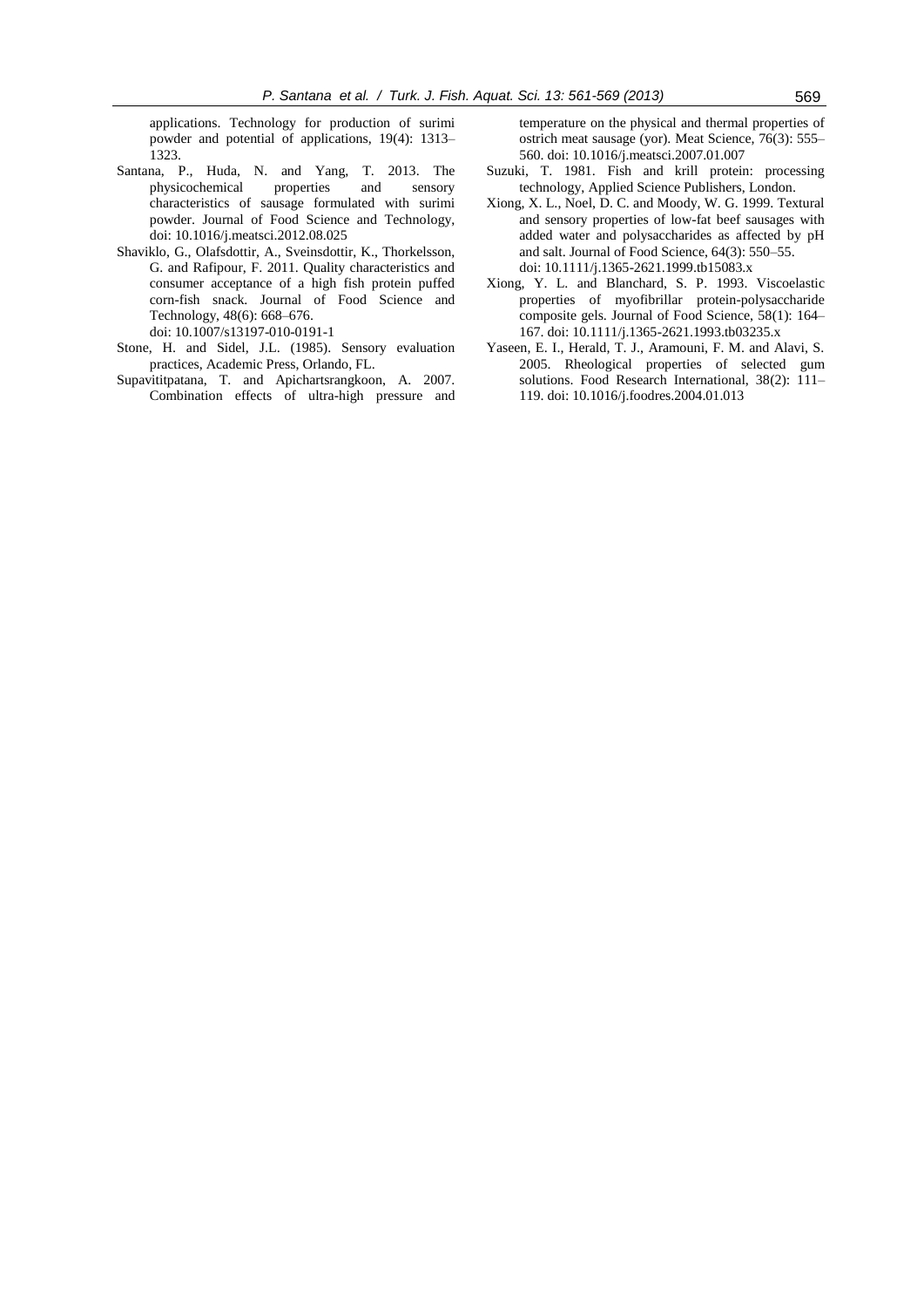applications. Technology for production of surimi powder and potential of applications, 19(4): 1313–1323.

Santana, P., Huda, N. and Yang, T. 2013. The physicochemical properties and sensory characteristics of sausage formulated with surimi powder. Journal of Food Science and Technology, doi: 10.1016/j.meatsci.2012.08.025

Shaviklo, G., Olafsdottir, A., Sveinsdottir, K., Thorkelsson, G. and Rafipour, F. 2011. Quality characteristics and consumer acceptance of a high fish protein puffed corn-fish snack. Journal of Food Science and Technology, 48(6): 668–676. doi: 10.1007/s13197-010-0191-1

Stone, H. and Sidel, J.L. (1985). Sensory evaluation practices, Academic Press, Orlando, FL.

Supavititpatana, T. and Apichartsrangkoon, A. 2007. Combination effects of ultra-high pressure and temperature on the physical and thermal properties of ostrich meat sausage (yor). Meat Science, 76(3): 555–560. doi: 10.1016/j.meatsci.2007.01.007

Suzuki, T. 1981. Fish and krill protein: processing technology, Applied Science Publishers, London.

Xiong, X. L., Noel, D. C. and Moody, W. G. 1999. Textural and sensory properties of low-fat beef sausages with added water and polysaccharides as affected by pH and salt. Journal of Food Science, 64(3): 550–55. doi: 10.1111/j.1365-2621.1999.tb15083.x

Xiong, Y. L. and Blanchard, S. P. 1993. Viscoelastic properties of myofibrillar protein-polysaccharide composite gels. Journal of Food Science, 58(1): 164–167. doi: 10.1111/j.1365-2621.1993.tb03235.x

Yaseen, E. I., Herald, T. J., Aramouni, F. M. and Alavi, S. 2005. Rheological properties of selected gum solutions. Food Research International, 38(2): 111–119. doi: 10.1016/j.foodres.2004.01.013